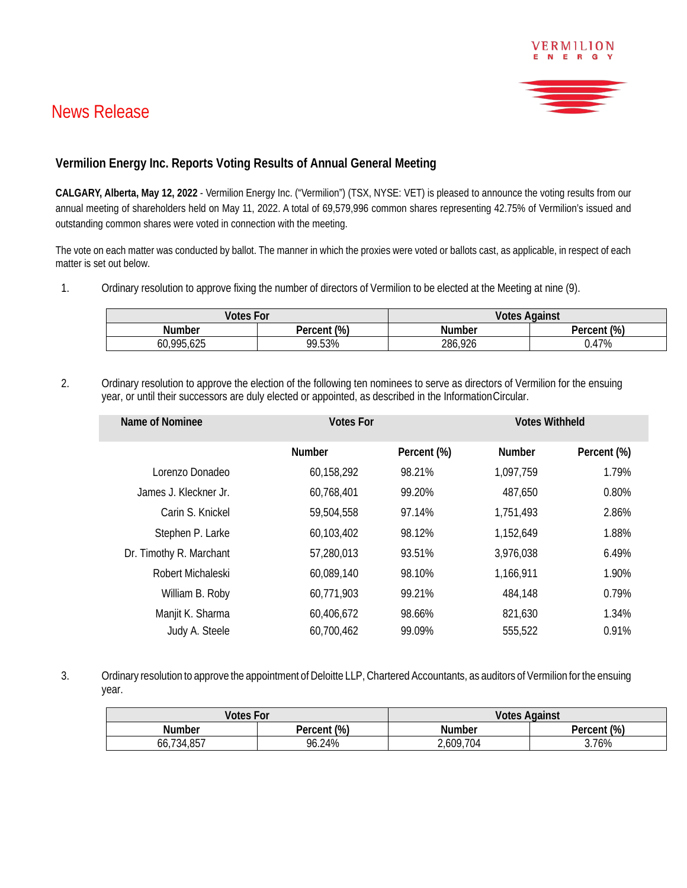News Release

## Vermilion Energy Inc. Reports Voting Results of Annual General Meeting

**CALGARY, Alberta, May 12, 2022** - Vermilion Energy Inc. ("Vermilion") (TSX, NYSE: VET) is pleased to announce the voting results from our annual meeting of shareholders held on May 11, 2022. A total of 69,579,996 common shares representing 42.75% of Vermilion's issued and outstanding common shares were voted in connection with the meeting.

The vote on each matter was conducted by ballot. The manner in which the proxies were voted or ballots cast, as applicable, in respect of each matter is set out below.

1. Ordinary resolution to approve fixing the number of directors of Vermilion to be elected at the Meeting at nine (9).

| Votes For | | Votes Against | |
|---|---|---|---|
| Number | Percent (%) | Number | Percent (%) |
| 60,995,625 | 99.53% | 286,926 | 0.47% |

2. Ordinary resolution to approve the election of the following ten nominees to serve as directors of Vermilion for the ensuing year, or until their successors are duly elected or appointed, as described in the Information Circular.

| Name of Nominee | Votes For | | Votes Withheld | |
|---|---|---|---|---|
| | Number | Percent (%) | Number | Percent (%) |
| Lorenzo Donadeo | 60,158,292 | 98.21% | 1,097,759 | 1.79% |
| James J. Kleckner Jr. | 60,768,401 | 99.20% | 487,650 | 0.80% |
| Carin S. Knickel | 59,504,558 | 97.14% | 1,751,493 | 2.86% |
| Stephen P. Larke | 60,103,402 | 98.12% | 1,152,649 | 1.88% |
| Dr. Timothy R. Marchant | 57,280,013 | 93.51% | 3,976,038 | 6.49% |
| Robert Michaleski | 60,089,140 | 98.10% | 1,166,911 | 1.90% |
| William B. Roby | 60,771,903 | 99.21% | 484,148 | 0.79% |
| Manjit K. Sharma | 60,406,672 | 98.66% | 821,630 | 1.34% |
| Judy A. Steele | 60,700,462 | 99.09% | 555,522 | 0.91% |

3. Ordinary resolution to approve the appointment of Deloitte LLP, Chartered Accountants, as auditors of Vermilion for the ensuing year.

| Votes For | | Votes Against | |
|---|---|---|---|
| Number | Percent (%) | Number | Percent (%) |
| 66,734,857 | 96.24% | 2,609,704 | 3.76% |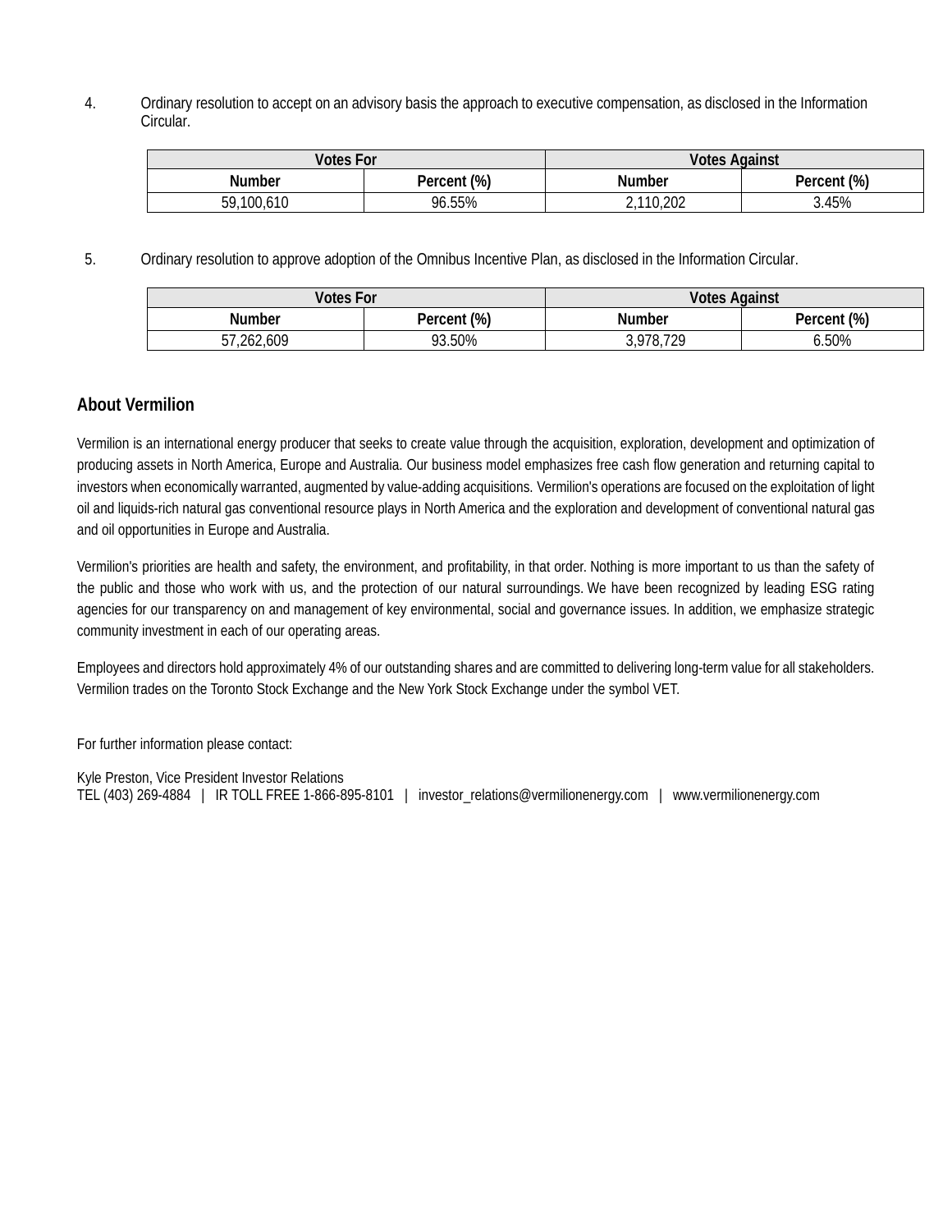4. Ordinary resolution to accept on an advisory basis the approach to executive compensation, as disclosed in the Information Circular.

| Votes For | | Votes Against | |
|---|---|---|---|
| Number | Percent (%) | Number | Percent (%) |
| 59,100,610 | 96.55% | 2,110,202 | 3.45% |

5. Ordinary resolution to approve adoption of the Omnibus Incentive Plan, as disclosed in the Information Circular.

| Votes For | | Votes Against | |
|---|---|---|---|
| Number | Percent (%) | Number | Percent (%) |
| 57,262,609 | 93.50% | 3,978,729 | 6.50% |

## About Vermilion

Vermilion is an international energy producer that seeks to create value through the acquisition, exploration, development and optimization of producing assets in North America, Europe and Australia. Our business model emphasizes free cash flow generation and returning capital to investors when economically warranted, augmented by value-adding acquisitions. Vermilion's operations are focused on the exploitation of light oil and liquids-rich natural gas conventional resource plays in North America and the exploration and development of conventional natural gas and oil opportunities in Europe and Australia.

Vermilion's priorities are health and safety, the environment, and profitability, in that order. Nothing is more important to us than the safety of the public and those who work with us, and the protection of our natural surroundings. We have been recognized by leading ESG rating agencies for our transparency on and management of key environmental, social and governance issues. In addition, we emphasize strategic community investment in each of our operating areas.

Employees and directors hold approximately 4% of our outstanding shares and are committed to delivering long-term value for all stakeholders. Vermilion trades on the Toronto Stock Exchange and the New York Stock Exchange under the symbol VET.

For further information please contact:

Kyle Preston, Vice President Investor Relations
TEL (403) 269-4884 | IR TOLL FREE 1-866-895-8101 | investor_relations@vermilionenergy.com | www.vermilionenergy.com